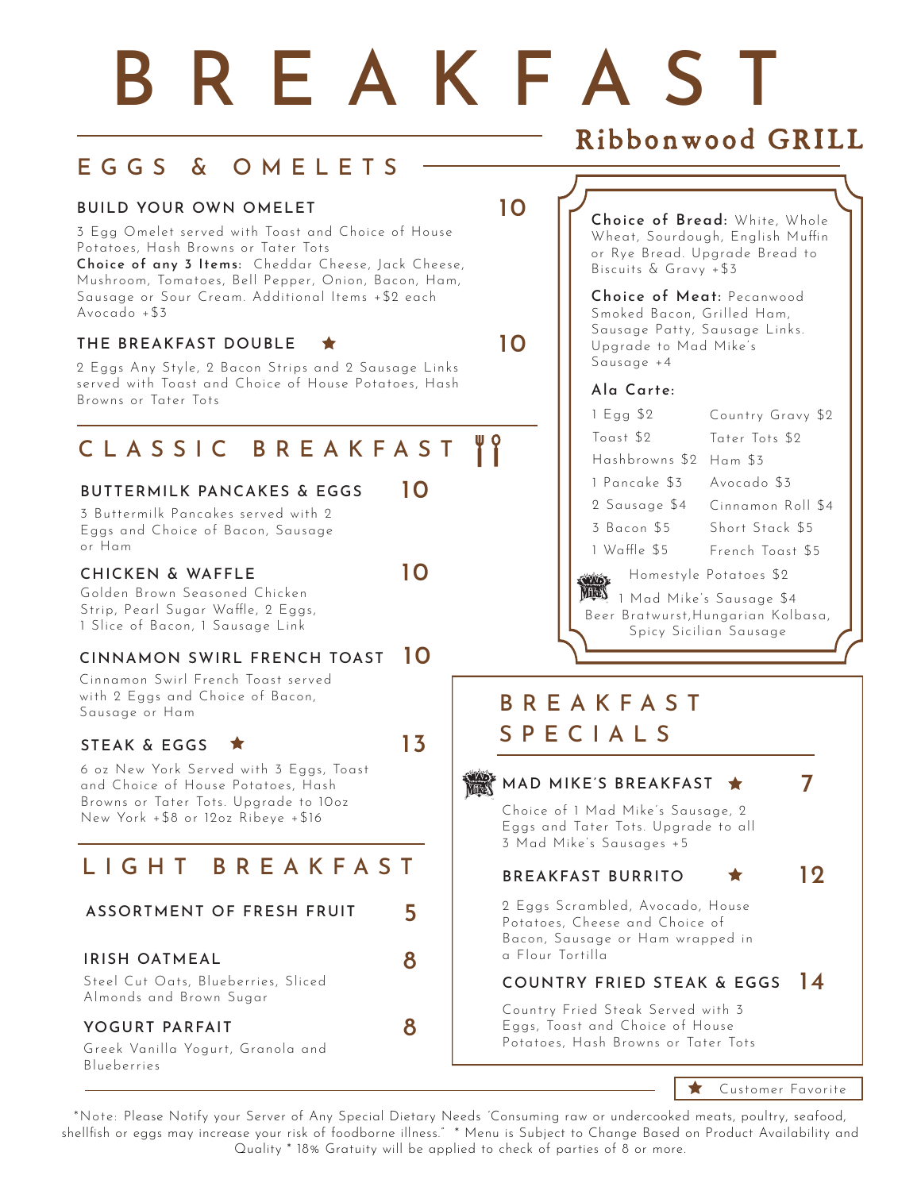# BREAKFAST

Ribbonwood GRILL

## EGGS & OMELETS

### BUILD YOUR OWN OMELET — 10

3 Egg Omelet served with Toast and Choice of House Potatoes, Hash Browns or Tater Tots

**Choice of any 3 Items:** Cheddar Cheese, Jack Cheese, Mushroom, Tomatoes, Bell Pepper, Onion, Bacon, Ham, Sausage or Sour Cream. Additional Items +$2 each Avocado +$3

### THE BREAKFAST DOUBLE ★ — 10

2 Eggs Any Style, 2 Bacon Strips and 2 Sausage Links served with Toast and Choice of House Potatoes, Hash Browns or Tater Tots

## CLASSIC BREAKFAST

### BUTTERMILK PANCAKES & EGGS — 10

3 Buttermilk Pancakes served with 2 Eggs and Choice of Bacon, Sausage or Ham

### CHICKEN & WAFFLE — 10

Golden Brown Seasoned Chicken Strip, Pearl Sugar Waffle, 2 Eggs, 1 Slice of Bacon, 1 Sausage Link

### CINNAMON SWIRL FRENCH TOAST — 10

Cinnamon Swirl French Toast served with 2 Eggs and Choice of Bacon, Sausage or Ham

### STEAK & EGGS ★ — 13

6 oz New York Served with 3 Eggs, Toast and Choice of House Potatoes, Hash Browns or Tater Tots. Upgrade to 10oz New York +$8 or 12oz Ribeye +$16

## LIGHT BREAKFAST

### ASSORTMENT OF FRESH FRUIT — 5

### IRISH OATMEAL — 8

Steel Cut Oats, Blueberries, Sliced Almonds and Brown Sugar

### YOGURT PARFAIT — 8

Greek Vanilla Yogurt, Granola and Blueberries

---

**Choice of Bread:** White, Whole Wheat, Sourdough, English Muffin or Rye Bread. Upgrade Bread to Biscuits & Gravy +$3

**Choice of Meat:** Pecanwood Smoked Bacon, Grilled Ham, Sausage Patty, Sausage Links. Upgrade to Mad Mike's Sausage +4

**Ala Carte:**

| | |
|---|---|
| 1 Egg $2 | Country Gravy $2 |
| Toast $2 | Tater Tots $2 |
| Hashbrowns $2 | Ham $3 |
| 1 Pancake $3 | Avocado $3 |
| 2 Sausage $4 | Cinnamon Roll $4 |
| 3 Bacon $5 | Short Stack $5 |
| 1 Waffle $5 | French Toast $5 |

Homestyle Potatoes $2

1 Mad Mike's Sausage $4

Beer Bratwurst, Hungarian Kolbasa, Spicy Sicilian Sausage

## BREAKFAST SPECIALS

### MAD MIKE'S BREAKFAST ★ — 7

Choice of 1 Mad Mike's Sausage, 2 Eggs and Tater Tots. Upgrade to all 3 Mad Mike's Sausages +5

### BREAKFAST BURRITO ★ — 12

2 Eggs Scrambled, Avocado, House Potatoes, Cheese and Choice of Bacon, Sausage or Ham wrapped in a Flour Tortilla

### COUNTRY FRIED STEAK & EGGS — 14

Country Fried Steak Served with 3 Eggs, Toast and Choice of House Potatoes, Hash Browns or Tater Tots

★ Customer Favorite

*Note: Please Notify your Server of Any Special Dietary Needs "Consuming raw or undercooked meats, poultry, seafood, shellfish or eggs may increase your risk of foodborne illness." * Menu is Subject to Change Based on Product Availability and Quality * 18% Gratuity will be applied to check of parties of 8 or more.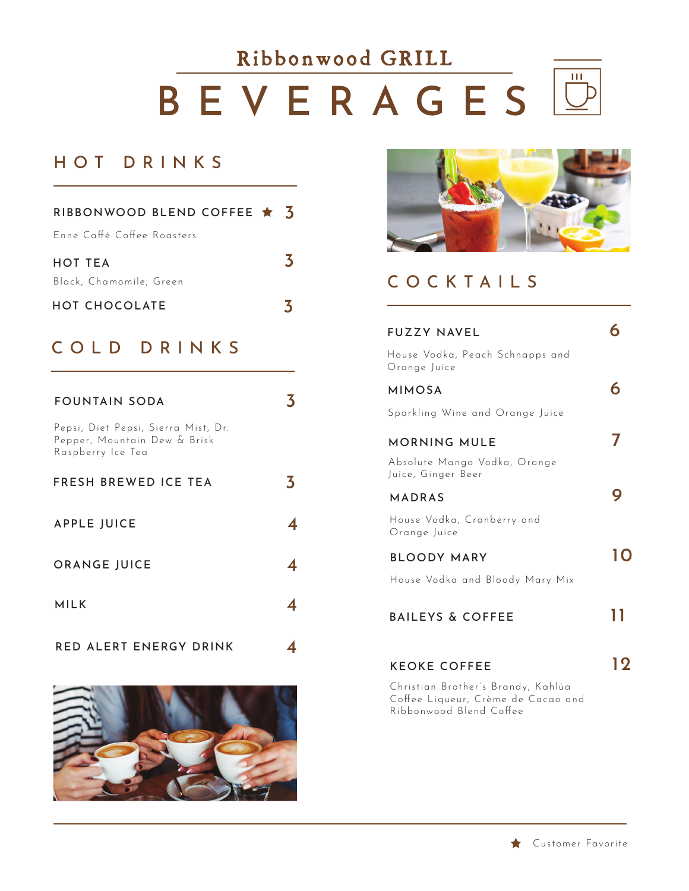# Ribbonwood GRILL

# BEVERAGES

## HOT DRINKS

**RIBBONWOOD BLEND COFFEE** ★ 3

Enne Caffé Coffee Roasters

**HOT TEA** 3

Black, Chamomile, Green

**HOT CHOCOLATE** 3

## COLD DRINKS

**FOUNTAIN SODA** 3

Pepsi, Diet Pepsi, Sierra Mist, Dr. Pepper, Mountain Dew & Brisk Raspberry Ice Tea

**FRESH BREWED ICE TEA** 3

**APPLE JUICE** 4

**ORANGE JUICE** 4

**MILK** 4

**RED ALERT ENERGY DRINK** 4

## COCKTAILS

**FUZZY NAVEL** 6

House Vodka, Peach Schnapps and Orange Juice

**MIMOSA** 6

Sparkling Wine and Orange Juice

**MORNING MULE** 7

Absolute Mango Vodka, Orange Juice, Ginger Beer

**MADRAS** 9

House Vodka, Cranberry and Orange Juice

**BLOODY MARY** 10

House Vodka and Bloody Mary Mix

**BAILEYS & COFFEE** 11

**KEOKE COFFEE** 12

Christian Brother's Brandy, Kahlúa Coffee Liqueur, Crème de Cacao and Ribbonwood Blend Coffee

★ Customer Favorite